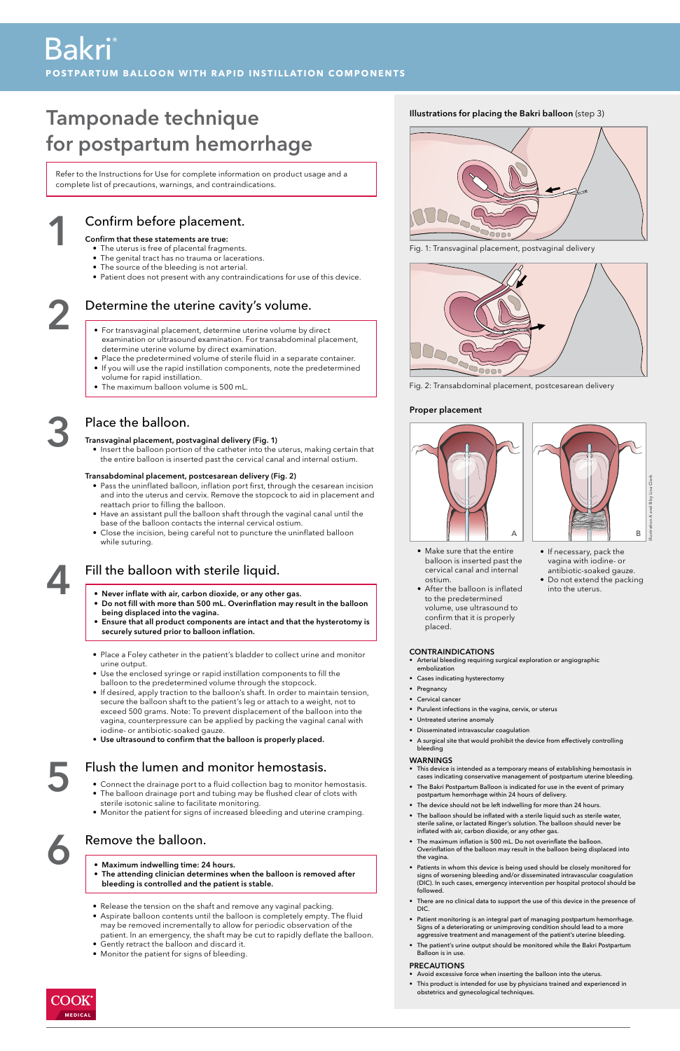# Bakri®

**POSTPARTUM BALLOON WITH RAPID INSTILLATION COMPONENTS**

## Tamponade technique for postpartum hemorrhage

Refer to the Instructions for Use for complete information on product usage and a complete list of precautions, warnings, and contraindications.

### 1 Confirm before placement.

**Confirm that these statements are true:**

- The uterus is free of placental fragments.
- The genital tract has no trauma or lacerations.
- The source of the bleeding is not arterial.
- Patient does not present with any contraindications for use of this device.

### 2 Determine the uterine cavity's volume.

- For transvaginal placement, determine uterine volume by direct examination or ultrasound examination. For transabdominal placement, determine uterine volume by direct examination.
- Place the predetermined volume of sterile fluid in a separate container.
- If you will use the rapid instillation components, note the predetermined volume for rapid instillation.
- The maximum balloon volume is 500 mL.

### 3 Place the balloon.

**Transvaginal placement, postvaginal delivery (Fig. 1)**

- Insert the balloon portion of the catheter into the uterus, making certain that the entire balloon is inserted past the cervical canal and internal ostium.

**Transabdominal placement, postcesarean delivery (Fig. 2)**

- Pass the uninflated balloon, inflation port first, through the cesarean incision and into the uterus and cervix. Remove the stopcock to aid in placement and reattach prior to filling the balloon.
- Have an assistant pull the balloon shaft through the vaginal canal until the base of the balloon contacts the internal cervical ostium.
- Close the incision, being careful not to puncture the uninflated balloon while suturing.

### 4 Fill the balloon with sterile liquid.

- **Never inflate with air, carbon dioxide, or any other gas.**
- **Do not fill with more than 500 mL. Overinflation may result in the balloon being displaced into the vagina.**
- **Ensure that all product components are intact and that the hysterotomy is securely sutured prior to balloon inflation.**

- Place a Foley catheter in the patient's bladder to collect urine and monitor urine output.
- Use the enclosed syringe or rapid instillation components to fill the balloon to the predetermined volume through the stopcock.
- If desired, apply traction to the balloon's shaft. In order to maintain tension, secure the balloon shaft to the patient's leg or attach to a weight, not to exceed 500 grams. Note: To prevent displacement of the balloon into the vagina, counterpressure can be applied by packing the vaginal canal with iodine- or antibiotic-soaked gauze.
- **Use ultrasound to confirm that the balloon is properly placed.**

### 5 Flush the lumen and monitor hemostasis.

- Connect the drainage port to a fluid collection bag to monitor hemostasis.
- The balloon drainage port and tubing may be flushed clear of clots with sterile isotonic saline to facilitate monitoring.
- Monitor the patient for signs of increased bleeding and uterine cramping.

### 6 Remove the balloon.

- **Maximum indwelling time: 24 hours.**
- **The attending clinician determines when the balloon is removed after bleeding is controlled and the patient is stable.**

- Release the tension on the shaft and remove any vaginal packing.
- Aspirate balloon contents until the balloon is completely empty. The fluid may be removed incrementally to allow for periodic observation of the patient. In an emergency, the shaft may be cut to rapidly deflate the balloon.
- Gently retract the balloon and discard it.
- Monitor the patient for signs of bleeding.

**Illustrations for placing the Bakri balloon** (step 3)

Fig. 1: Transvaginal placement, postvaginal delivery

Fig. 2: Transabdominal placement, postcesarean delivery

**Proper placement**

A

- Make sure that the entire balloon is inserted past the cervical canal and internal ostium.
- After the balloon is inflated to the predetermined volume, use ultrasound to confirm that it is properly placed.

B

- If necessary, pack the vagina with iodine- or antibiotic-soaked gauze.
- Do not extend the packing into the uterus.

Illustration A and B by Lisa Clark

#### CONTRAINDICATIONS

- Arterial bleeding requiring surgical exploration or angiographic embolization
- Cases indicating hysterectomy
- Pregnancy
- Cervical cancer
- Purulent infections in the vagina, cervix, or uterus
- Untreated uterine anomaly
- Disseminated intravascular coagulation
- A surgical site that would prohibit the device from effectively controlling bleeding

#### WARNINGS

- This device is intended as a temporary means of establishing hemostasis in cases indicating conservative management of postpartum uterine bleeding.
- The Bakri Postpartum Balloon is indicated for use in the event of primary postpartum hemorrhage within 24 hours of delivery.
- The device should not be left indwelling for more than 24 hours.
- The balloon should be inflated with a sterile liquid such as sterile water, sterile saline, or lactated Ringer's solution. The balloon should never be inflated with air, carbon dioxide, or any other gas.
- The maximum inflation is 500 mL. Do not overinflate the balloon. Overinflation of the balloon may result in the balloon being displaced into the vagina.
- Patients in whom this device is being used should be closely monitored for signs of worsening bleeding and/or disseminated intravascular coagulation (DIC). In such cases, emergency intervention per hospital protocol should be followed.
- There are no clinical data to support the use of this device in the presence of DIC.
- Patient monitoring is an integral part of managing postpartum hemorrhage. Signs of a deteriorating or unimproving condition should lead to a more aggressive treatment and management of the patient's uterine bleeding.
- The patient's urine output should be monitored while the Bakri Postpartum Balloon is in use.

#### PRECAUTIONS

- Avoid excessive force when inserting the balloon into the uterus.
- This product is intended for use by physicians trained and experienced in obstetrics and gynecological techniques.

COOK MEDICAL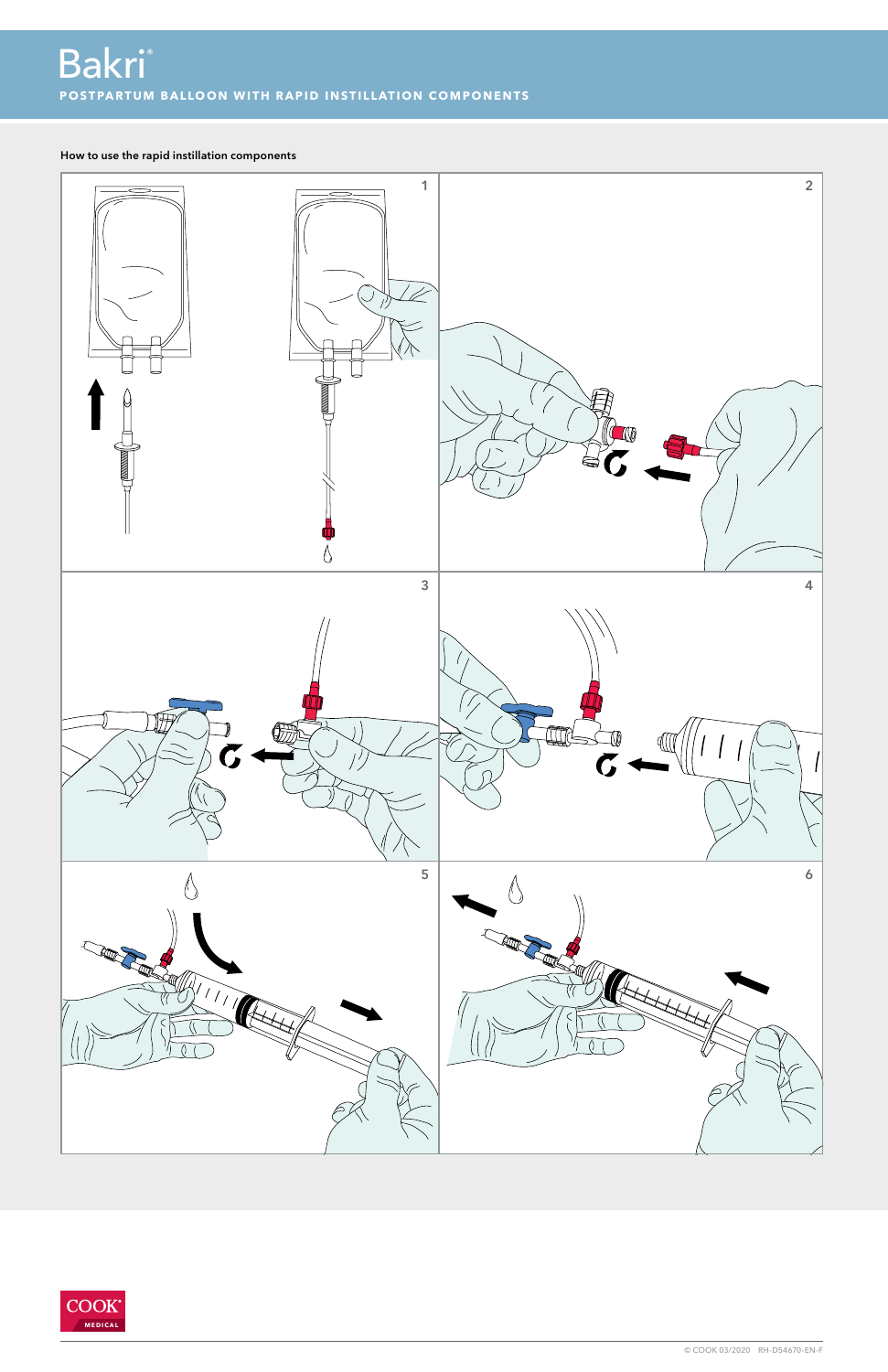# Bakri®

**POSTPARTUM BALLOON WITH RAPID INSTILLATION COMPONENTS**

**How to use the rapid instillation components**

1

2

3

4

5

6

© COOK 03/2020 RH-D54670-EN-F